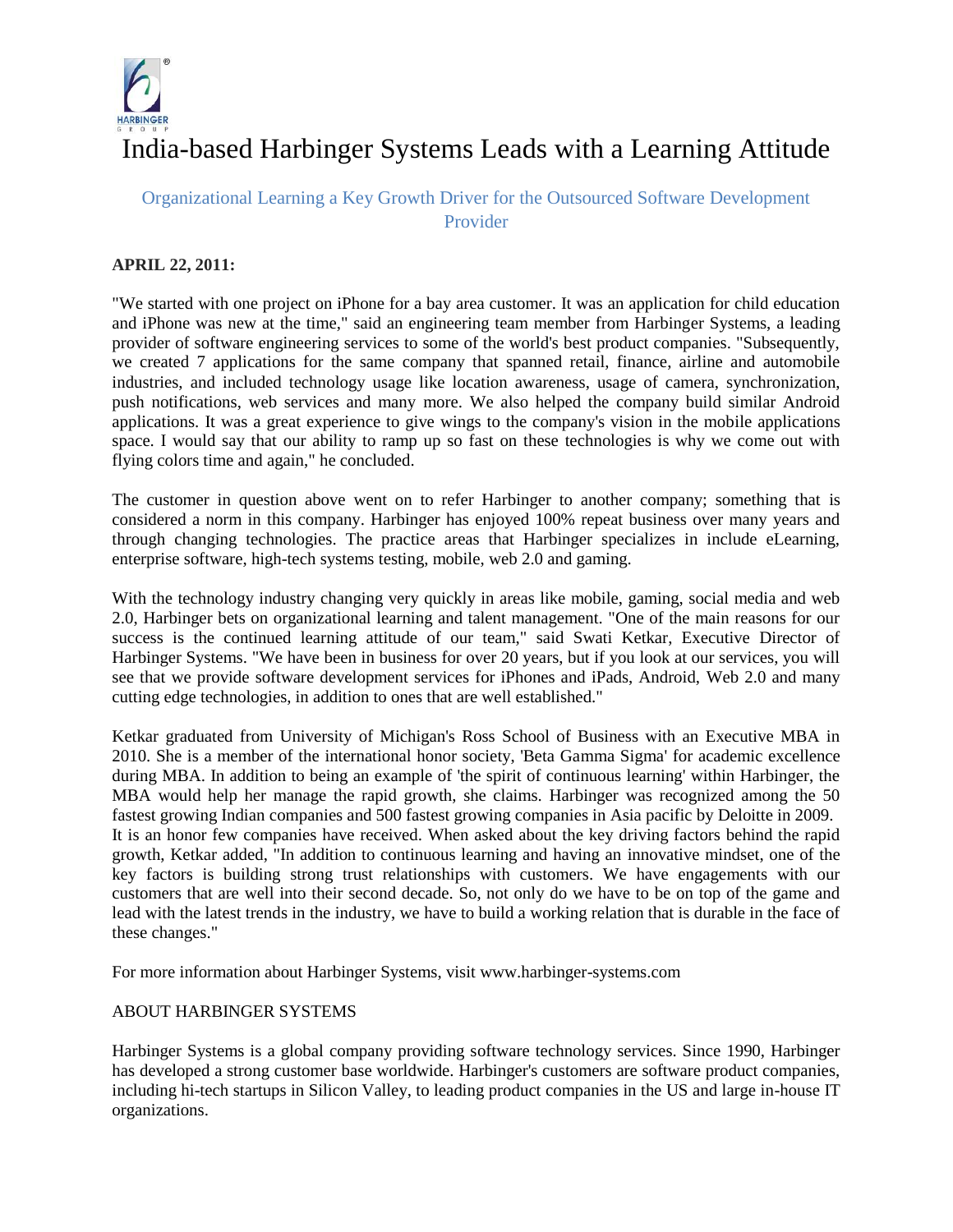# India-based Harbinger Systems Leads with a Learning Attitude

## Organizational Learning a Key Growth Driver for the Outsourced Software Development Provider

**APRIL 22, 2011:**

"We started with one project on iPhone for a bay area customer. It was an application for child education and iPhone was new at the time," said an engineering team member from Harbinger Systems, a leading provider of software engineering services to some of the world's best product companies. "Subsequently, we created 7 applications for the same company that spanned retail, finance, airline and automobile industries, and included technology usage like location awareness, usage of camera, synchronization, push notifications, web services and many more. We also helped the company build similar Android applications. It was a great experience to give wings to the company's vision in the mobile applications space. I would say that our ability to ramp up so fast on these technologies is why we come out with flying colors time and again," he concluded.

The customer in question above went on to refer Harbinger to another company; something that is considered a norm in this company. Harbinger has enjoyed 100% repeat business over many years and through changing technologies. The practice areas that Harbinger specializes in include eLearning, enterprise software, high-tech systems testing, mobile, web 2.0 and gaming.

With the technology industry changing very quickly in areas like mobile, gaming, social media and web 2.0, Harbinger bets on organizational learning and talent management. "One of the main reasons for our success is the continued learning attitude of our team," said Swati Ketkar, Executive Director of Harbinger Systems. "We have been in business for over 20 years, but if you look at our services, you will see that we provide software development services for iPhones and iPads, Android, Web 2.0 and many cutting edge technologies, in addition to ones that are well established."

Ketkar graduated from University of Michigan's Ross School of Business with an Executive MBA in 2010. She is a member of the international honor society, 'Beta Gamma Sigma' for academic excellence during MBA. In addition to being an example of 'the spirit of continuous learning' within Harbinger, the MBA would help her manage the rapid growth, she claims. Harbinger was recognized among the 50 fastest growing Indian companies and 500 fastest growing companies in Asia pacific by Deloitte in 2009. It is an honor few companies have received. When asked about the key driving factors behind the rapid growth, Ketkar added, "In addition to continuous learning and having an innovative mindset, one of the key factors is building strong trust relationships with customers. We have engagements with our customers that are well into their second decade. So, not only do we have to be on top of the game and lead with the latest trends in the industry, we have to build a working relation that is durable in the face of these changes."

For more information about Harbinger Systems, visit www.harbinger-systems.com

ABOUT HARBINGER SYSTEMS

Harbinger Systems is a global company providing software technology services. Since 1990, Harbinger has developed a strong customer base worldwide. Harbinger's customers are software product companies, including hi-tech startups in Silicon Valley, to leading product companies in the US and large in-house IT organizations.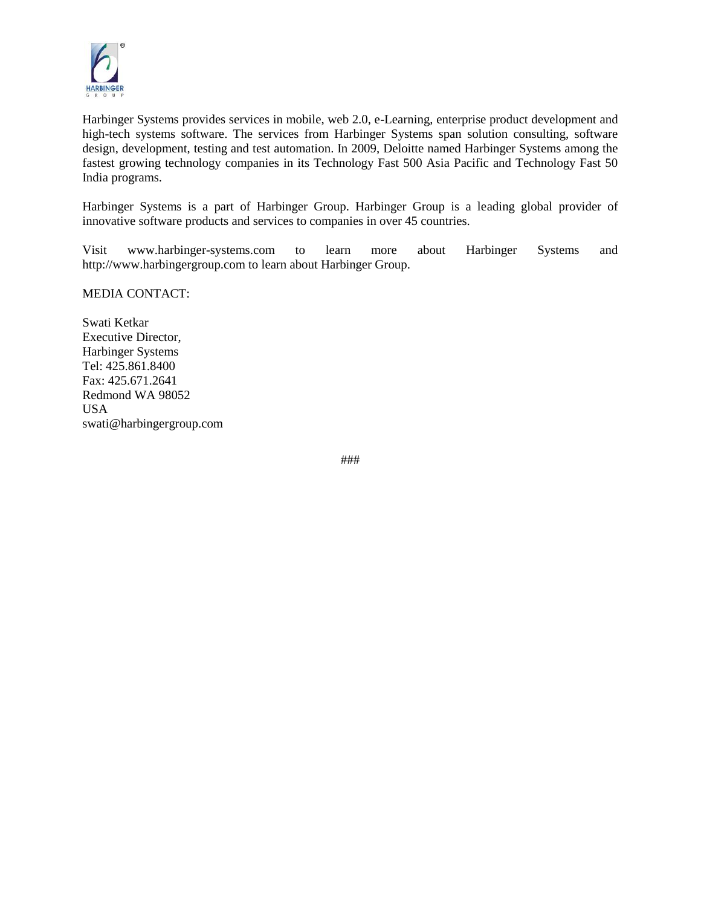Harbinger Systems provides services in mobile, web 2.0, e-Learning, enterprise product development and high-tech systems software. The services from Harbinger Systems span solution consulting, software design, development, testing and test automation. In 2009, Deloitte named Harbinger Systems among the fastest growing technology companies in its Technology Fast 500 Asia Pacific and Technology Fast 50 India programs.

Harbinger Systems is a part of Harbinger Group. Harbinger Group is a leading global provider of innovative software products and services to companies in over 45 countries.

Visit www.harbinger-systems.com to learn more about Harbinger Systems and http://www.harbingergroup.com to learn about Harbinger Group.

MEDIA CONTACT:

Swati Ketkar
Executive Director,
Harbinger Systems
Tel: 425.861.8400
Fax: 425.671.2641
Redmond WA 98052
USA
swati@harbingergroup.com

###